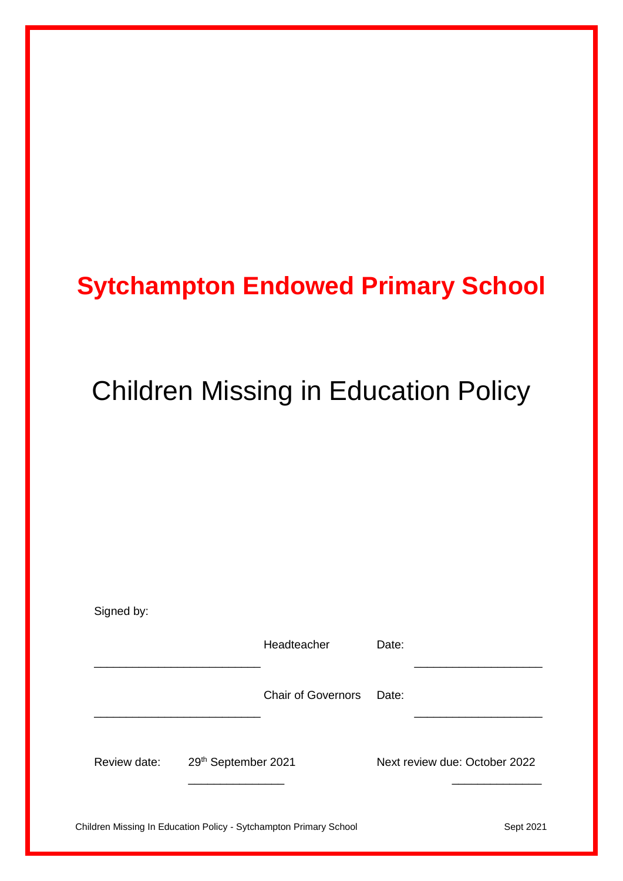# Sytchampton Endowed Primary School

## Children Missing in Education Policy

Signed by:

| | | | |
|---|---|---|---|
| ______________________ | Headteacher | Date: | ________________ |
| ______________________ | Chair of Governors | Date: | ________________ |

Review date: 29th September 2021

Next review due: October 2022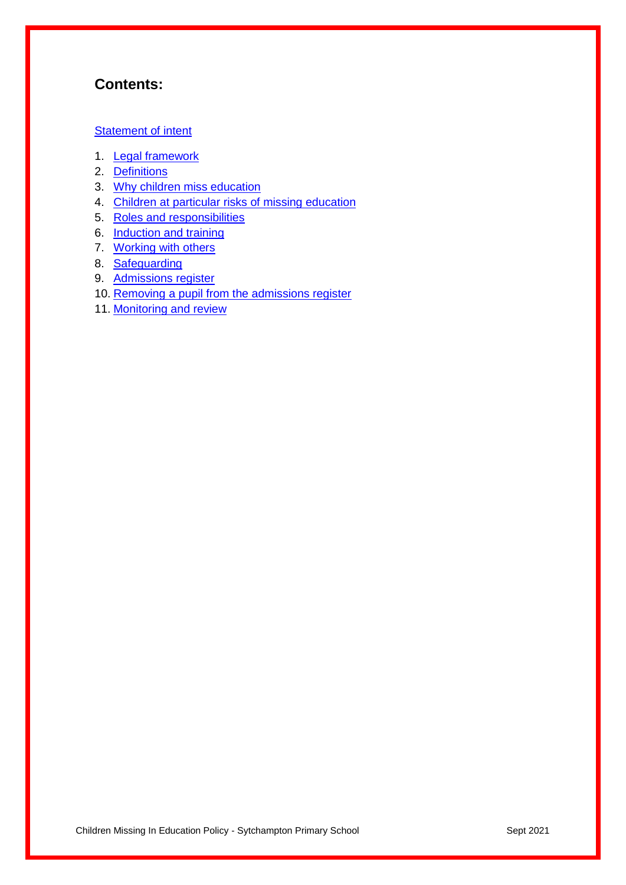## Contents:

Statement of intent

1. Legal framework
2. Definitions
3. Why children miss education
4. Children at particular risks of missing education
5. Roles and responsibilities
6. Induction and training
7. Working with others
8. Safeguarding
9. Admissions register
10. Removing a pupil from the admissions register
11. Monitoring and review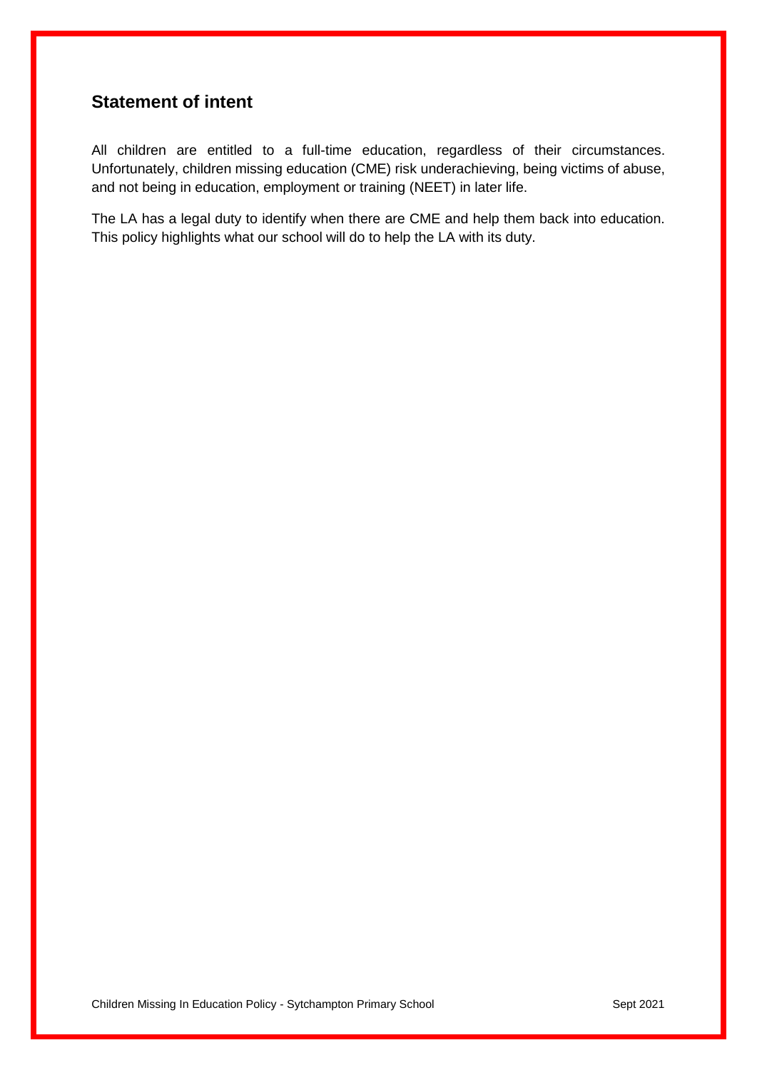## Statement of intent

All children are entitled to a full-time education, regardless of their circumstances. Unfortunately, children missing education (CME) risk underachieving, being victims of abuse, and not being in education, employment or training (NEET) in later life.

The LA has a legal duty to identify when there are CME and help them back into education. This policy highlights what our school will do to help the LA with its duty.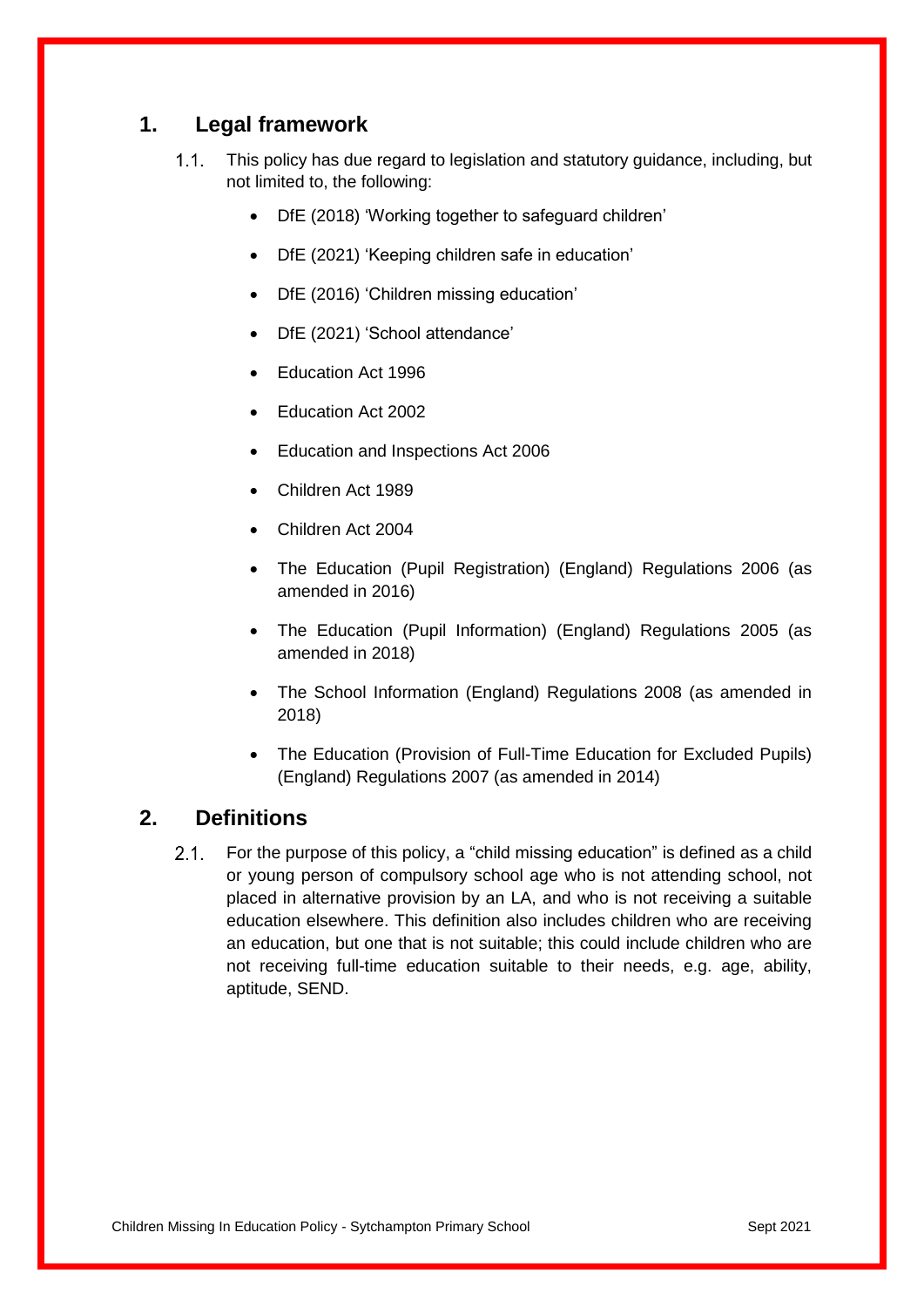## 1. Legal framework

1.1. This policy has due regard to legislation and statutory guidance, including, but not limited to, the following:

- DfE (2018) 'Working together to safeguard children'
- DfE (2021) 'Keeping children safe in education'
- DfE (2016) 'Children missing education'
- DfE (2021) 'School attendance'
- Education Act 1996
- Education Act 2002
- Education and Inspections Act 2006
- Children Act 1989
- Children Act 2004
- The Education (Pupil Registration) (England) Regulations 2006 (as amended in 2016)
- The Education (Pupil Information) (England) Regulations 2005 (as amended in 2018)
- The School Information (England) Regulations 2008 (as amended in 2018)
- The Education (Provision of Full-Time Education for Excluded Pupils) (England) Regulations 2007 (as amended in 2014)

## 2. Definitions

2.1. For the purpose of this policy, a "child missing education" is defined as a child or young person of compulsory school age who is not attending school, not placed in alternative provision by an LA, and who is not receiving a suitable education elsewhere. This definition also includes children who are receiving an education, but one that is not suitable; this could include children who are not receiving full-time education suitable to their needs, e.g. age, ability, aptitude, SEND.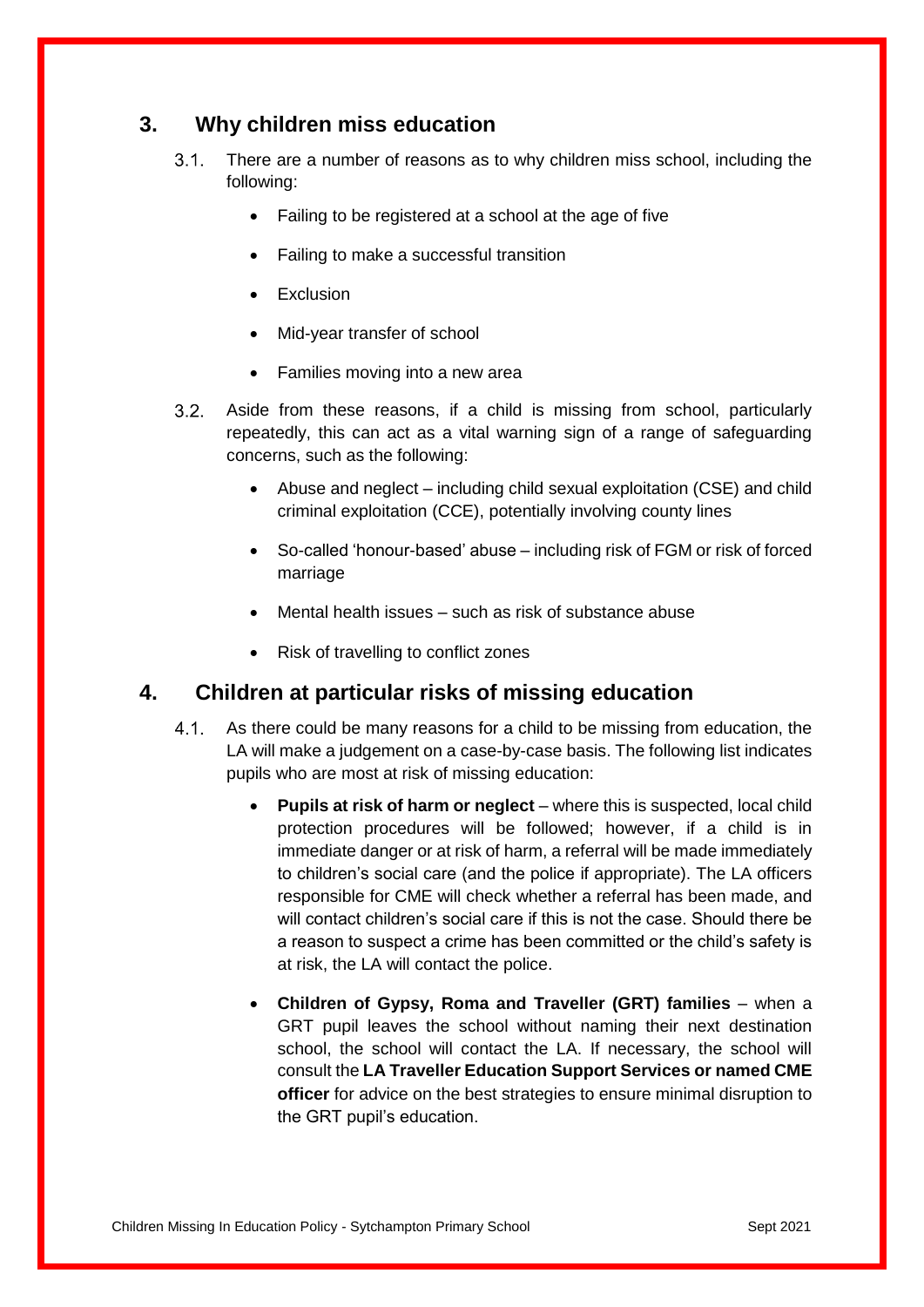## 3. Why children miss education

3.1. There are a number of reasons as to why children miss school, including the following:

- Failing to be registered at a school at the age of five
- Failing to make a successful transition
- Exclusion
- Mid-year transfer of school
- Families moving into a new area

3.2. Aside from these reasons, if a child is missing from school, particularly repeatedly, this can act as a vital warning sign of a range of safeguarding concerns, such as the following:

- Abuse and neglect – including child sexual exploitation (CSE) and child criminal exploitation (CCE), potentially involving county lines
- So-called 'honour-based' abuse – including risk of FGM or risk of forced marriage
- Mental health issues – such as risk of substance abuse
- Risk of travelling to conflict zones

## 4. Children at particular risks of missing education

4.1. As there could be many reasons for a child to be missing from education, the LA will make a judgement on a case-by-case basis. The following list indicates pupils who are most at risk of missing education:

- **Pupils at risk of harm or neglect** – where this is suspected, local child protection procedures will be followed; however, if a child is in immediate danger or at risk of harm, a referral will be made immediately to children's social care (and the police if appropriate). The LA officers responsible for CME will check whether a referral has been made, and will contact children's social care if this is not the case. Should there be a reason to suspect a crime has been committed or the child's safety is at risk, the LA will contact the police.
- **Children of Gypsy, Roma and Traveller (GRT) families** – when a GRT pupil leaves the school without naming their next destination school, the school will contact the LA. If necessary, the school will consult the **LA Traveller Education Support Services or named CME officer** for advice on the best strategies to ensure minimal disruption to the GRT pupil's education.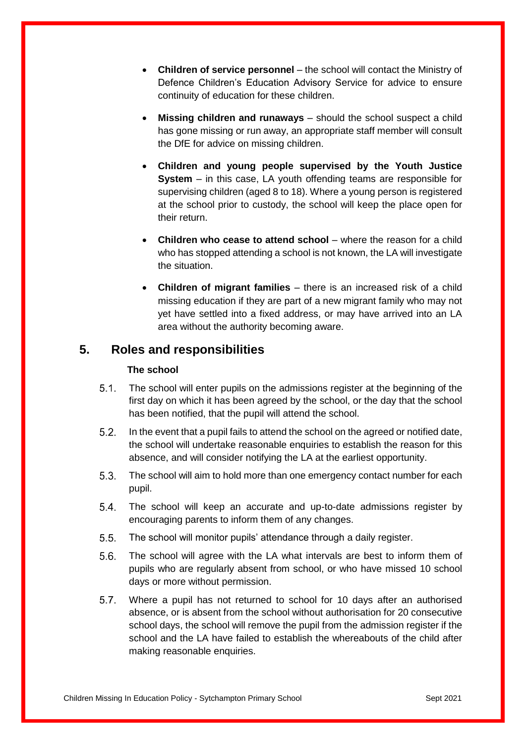- **Children of service personnel** – the school will contact the Ministry of Defence Children's Education Advisory Service for advice to ensure continuity of education for these children.

- **Missing children and runaways** – should the school suspect a child has gone missing or run away, an appropriate staff member will consult the DfE for advice on missing children.

- **Children and young people supervised by the Youth Justice System** – in this case, LA youth offending teams are responsible for supervising children (aged 8 to 18). Where a young person is registered at the school prior to custody, the school will keep the place open for their return.

- **Children who cease to attend school** – where the reason for a child who has stopped attending a school is not known, the LA will investigate the situation.

- **Children of migrant families** – there is an increased risk of a child missing education if they are part of a new migrant family who may not yet have settled into a fixed address, or may have arrived into an LA area without the authority becoming aware.

## 5. Roles and responsibilities

**The school**

5.1. The school will enter pupils on the admissions register at the beginning of the first day on which it has been agreed by the school, or the day that the school has been notified, that the pupil will attend the school.

5.2. In the event that a pupil fails to attend the school on the agreed or notified date, the school will undertake reasonable enquiries to establish the reason for this absence, and will consider notifying the LA at the earliest opportunity.

5.3. The school will aim to hold more than one emergency contact number for each pupil.

5.4. The school will keep an accurate and up-to-date admissions register by encouraging parents to inform them of any changes.

5.5. The school will monitor pupils' attendance through a daily register.

5.6. The school will agree with the LA what intervals are best to inform them of pupils who are regularly absent from school, or who have missed 10 school days or more without permission.

5.7. Where a pupil has not returned to school for 10 days after an authorised absence, or is absent from the school without authorisation for 20 consecutive school days, the school will remove the pupil from the admission register if the school and the LA have failed to establish the whereabouts of the child after making reasonable enquiries.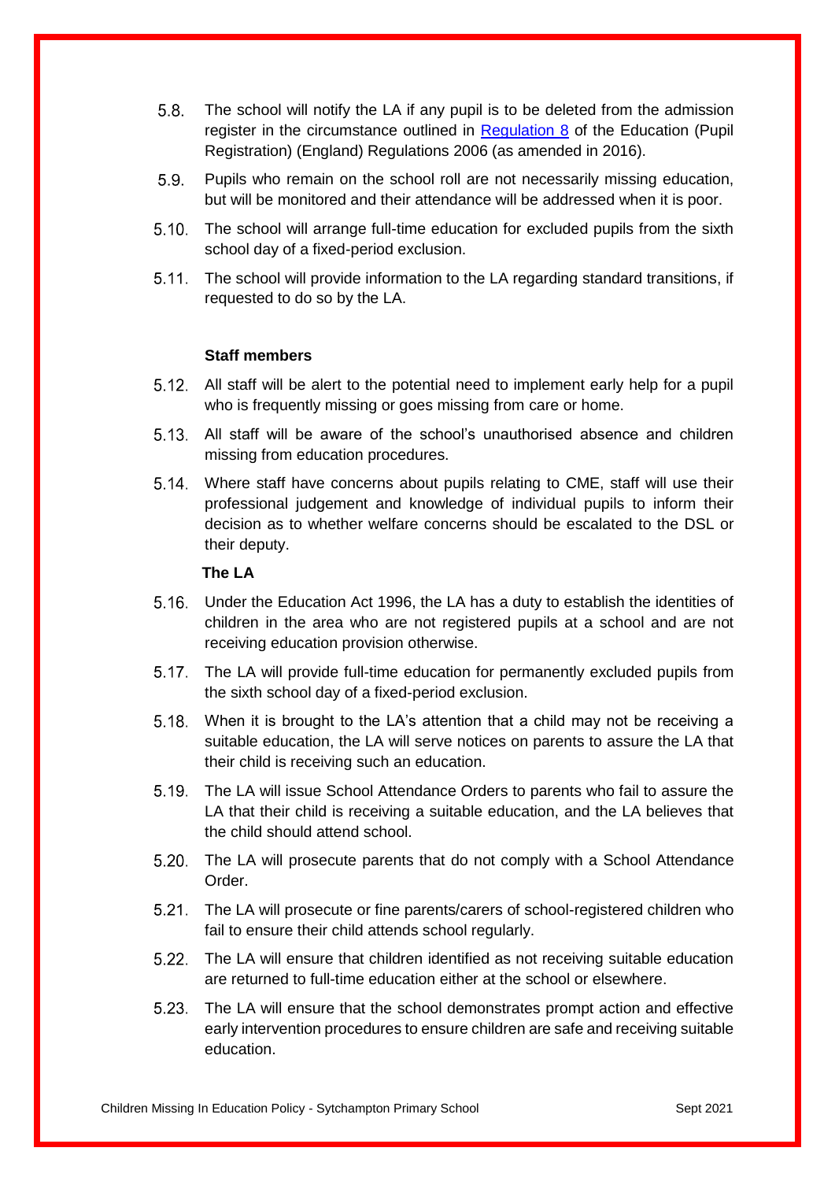5.8. The school will notify the LA if any pupil is to be deleted from the admission register in the circumstance outlined in [Regulation 8](#) of the Education (Pupil Registration) (England) Regulations 2006 (as amended in 2016).

5.9. Pupils who remain on the school roll are not necessarily missing education, but will be monitored and their attendance will be addressed when it is poor.

5.10. The school will arrange full-time education for excluded pupils from the sixth school day of a fixed-period exclusion.

5.11. The school will provide information to the LA regarding standard transitions, if requested to do so by the LA.

**Staff members**

5.12. All staff will be alert to the potential need to implement early help for a pupil who is frequently missing or goes missing from care or home.

5.13. All staff will be aware of the school's unauthorised absence and children missing from education procedures.

5.14. Where staff have concerns about pupils relating to CME, staff will use their professional judgement and knowledge of individual pupils to inform their decision as to whether welfare concerns should be escalated to the DSL or their deputy.

**The LA**

5.16. Under the Education Act 1996, the LA has a duty to establish the identities of children in the area who are not registered pupils at a school and are not receiving education provision otherwise.

5.17. The LA will provide full-time education for permanently excluded pupils from the sixth school day of a fixed-period exclusion.

5.18. When it is brought to the LA's attention that a child may not be receiving a suitable education, the LA will serve notices on parents to assure the LA that their child is receiving such an education.

5.19. The LA will issue School Attendance Orders to parents who fail to assure the LA that their child is receiving a suitable education, and the LA believes that the child should attend school.

5.20. The LA will prosecute parents that do not comply with a School Attendance Order.

5.21. The LA will prosecute or fine parents/carers of school-registered children who fail to ensure their child attends school regularly.

5.22. The LA will ensure that children identified as not receiving suitable education are returned to full-time education either at the school or elsewhere.

5.23. The LA will ensure that the school demonstrates prompt action and effective early intervention procedures to ensure children are safe and receiving suitable education.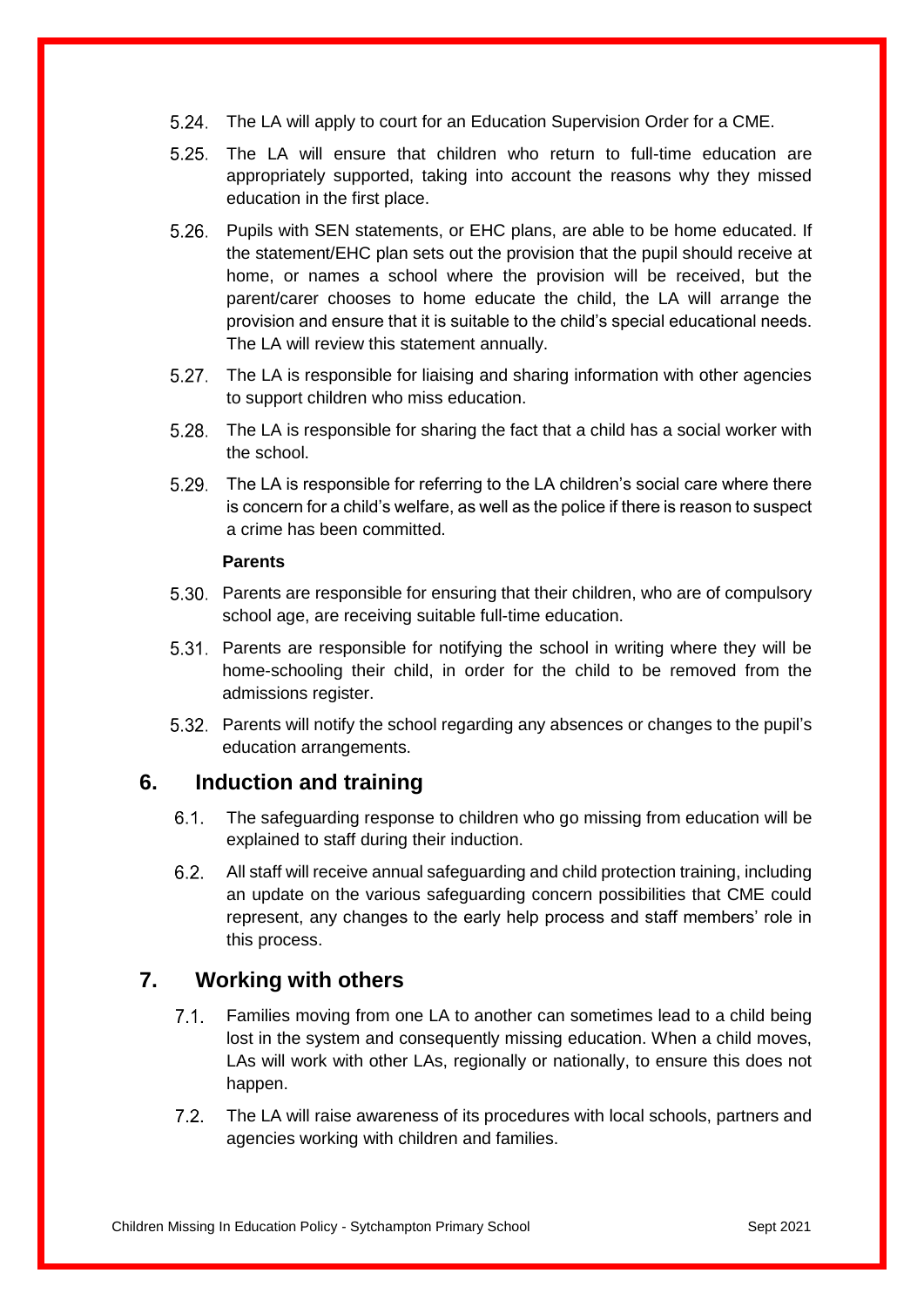5.24. The LA will apply to court for an Education Supervision Order for a CME.

5.25. The LA will ensure that children who return to full-time education are appropriately supported, taking into account the reasons why they missed education in the first place.

5.26. Pupils with SEN statements, or EHC plans, are able to be home educated. If the statement/EHC plan sets out the provision that the pupil should receive at home, or names a school where the provision will be received, but the parent/carer chooses to home educate the child, the LA will arrange the provision and ensure that it is suitable to the child's special educational needs. The LA will review this statement annually.

5.27. The LA is responsible for liaising and sharing information with other agencies to support children who miss education.

5.28. The LA is responsible for sharing the fact that a child has a social worker with the school.

5.29. The LA is responsible for referring to the LA children's social care where there is concern for a child's welfare, as well as the police if there is reason to suspect a crime has been committed.

**Parents**

5.30. Parents are responsible for ensuring that their children, who are of compulsory school age, are receiving suitable full-time education.

5.31. Parents are responsible for notifying the school in writing where they will be home-schooling their child, in order for the child to be removed from the admissions register.

5.32. Parents will notify the school regarding any absences or changes to the pupil's education arrangements.

## 6. Induction and training

6.1. The safeguarding response to children who go missing from education will be explained to staff during their induction.

6.2. All staff will receive annual safeguarding and child protection training, including an update on the various safeguarding concern possibilities that CME could represent, any changes to the early help process and staff members' role in this process.

## 7. Working with others

7.1. Families moving from one LA to another can sometimes lead to a child being lost in the system and consequently missing education. When a child moves, LAs will work with other LAs, regionally or nationally, to ensure this does not happen.

7.2. The LA will raise awareness of its procedures with local schools, partners and agencies working with children and families.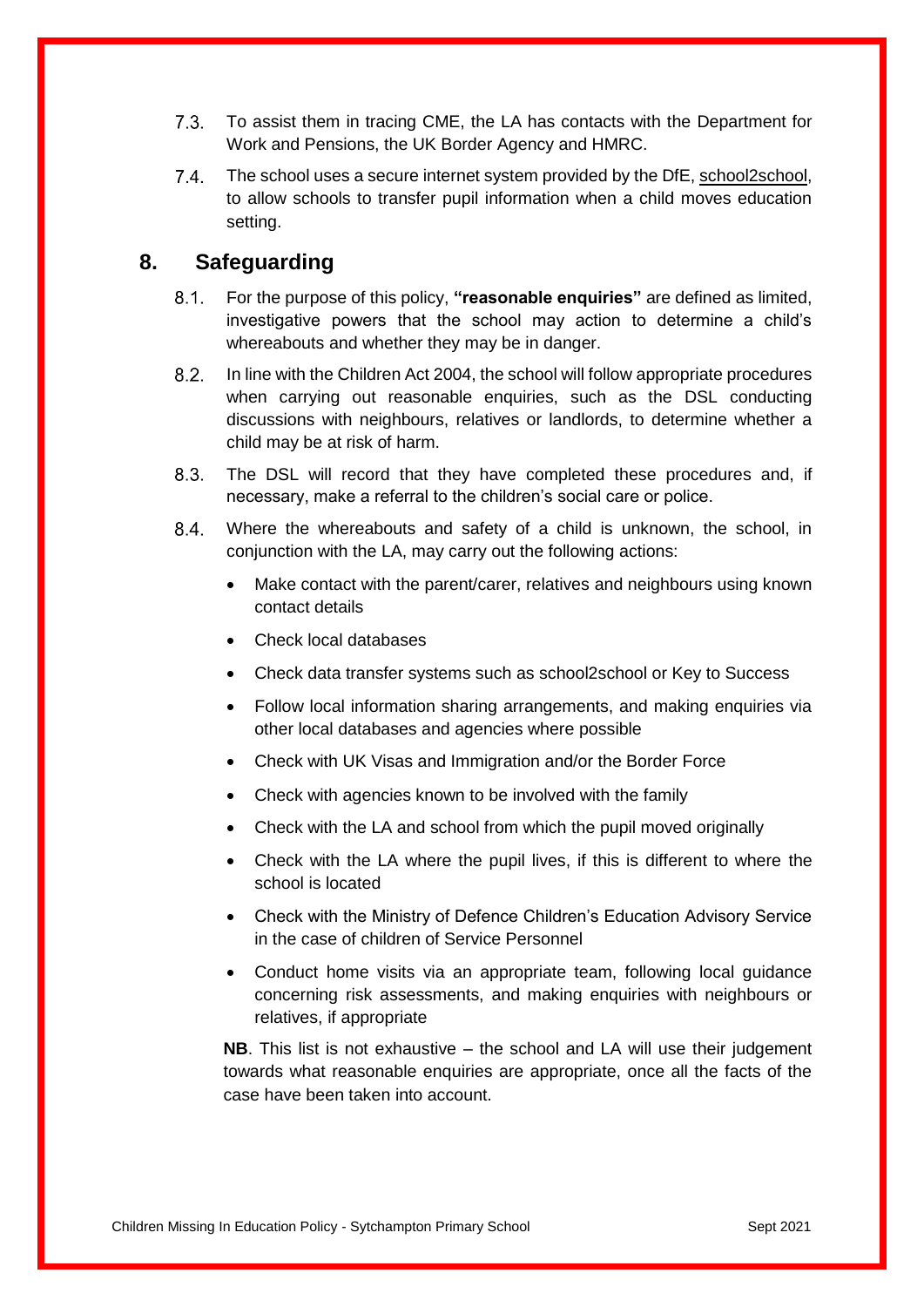7.3. To assist them in tracing CME, the LA has contacts with the Department for Work and Pensions, the UK Border Agency and HMRC.

7.4. The school uses a secure internet system provided by the DfE, school2school, to allow schools to transfer pupil information when a child moves education setting.

## 8. Safeguarding

8.1. For the purpose of this policy, **"reasonable enquiries"** are defined as limited, investigative powers that the school may action to determine a child's whereabouts and whether they may be in danger.

8.2. In line with the Children Act 2004, the school will follow appropriate procedures when carrying out reasonable enquiries, such as the DSL conducting discussions with neighbours, relatives or landlords, to determine whether a child may be at risk of harm.

8.3. The DSL will record that they have completed these procedures and, if necessary, make a referral to the children's social care or police.

8.4. Where the whereabouts and safety of a child is unknown, the school, in conjunction with the LA, may carry out the following actions:

- Make contact with the parent/carer, relatives and neighbours using known contact details
- Check local databases
- Check data transfer systems such as school2school or Key to Success
- Follow local information sharing arrangements, and making enquiries via other local databases and agencies where possible
- Check with UK Visas and Immigration and/or the Border Force
- Check with agencies known to be involved with the family
- Check with the LA and school from which the pupil moved originally
- Check with the LA where the pupil lives, if this is different to where the school is located
- Check with the Ministry of Defence Children's Education Advisory Service in the case of children of Service Personnel
- Conduct home visits via an appropriate team, following local guidance concerning risk assessments, and making enquiries with neighbours or relatives, if appropriate

**NB**. This list is not exhaustive – the school and LA will use their judgement towards what reasonable enquiries are appropriate, once all the facts of the case have been taken into account.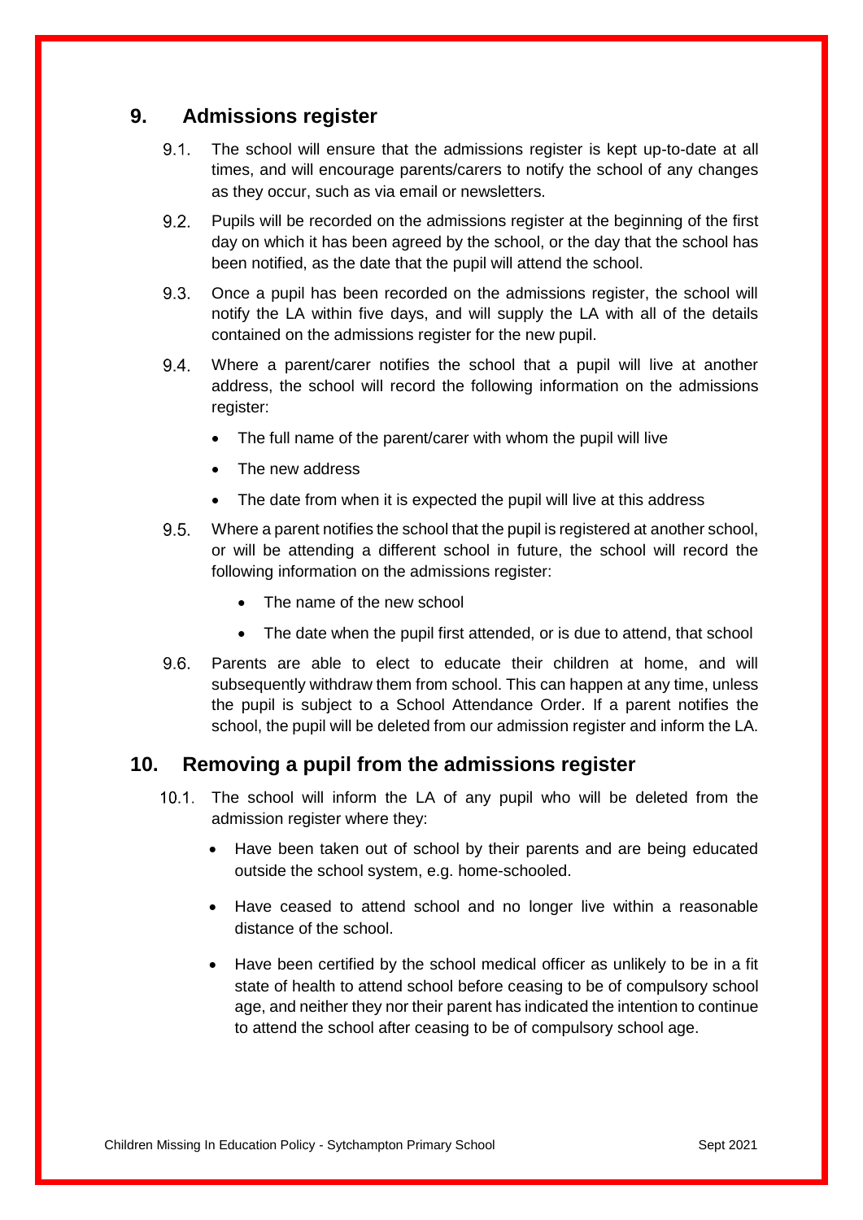## 9. Admissions register

9.1. The school will ensure that the admissions register is kept up-to-date at all times, and will encourage parents/carers to notify the school of any changes as they occur, such as via email or newsletters.

9.2. Pupils will be recorded on the admissions register at the beginning of the first day on which it has been agreed by the school, or the day that the school has been notified, as the date that the pupil will attend the school.

9.3. Once a pupil has been recorded on the admissions register, the school will notify the LA within five days, and will supply the LA with all of the details contained on the admissions register for the new pupil.

9.4. Where a parent/carer notifies the school that a pupil will live at another address, the school will record the following information on the admissions register:

- The full name of the parent/carer with whom the pupil will live
- The new address
- The date from when it is expected the pupil will live at this address

9.5. Where a parent notifies the school that the pupil is registered at another school, or will be attending a different school in future, the school will record the following information on the admissions register:

- The name of the new school
- The date when the pupil first attended, or is due to attend, that school

9.6. Parents are able to elect to educate their children at home, and will subsequently withdraw them from school. This can happen at any time, unless the pupil is subject to a School Attendance Order. If a parent notifies the school, the pupil will be deleted from our admission register and inform the LA.

## 10. Removing a pupil from the admissions register

10.1. The school will inform the LA of any pupil who will be deleted from the admission register where they:

- Have been taken out of school by their parents and are being educated outside the school system, e.g. home-schooled.
- Have ceased to attend school and no longer live within a reasonable distance of the school.
- Have been certified by the school medical officer as unlikely to be in a fit state of health to attend school before ceasing to be of compulsory school age, and neither they nor their parent has indicated the intention to continue to attend the school after ceasing to be of compulsory school age.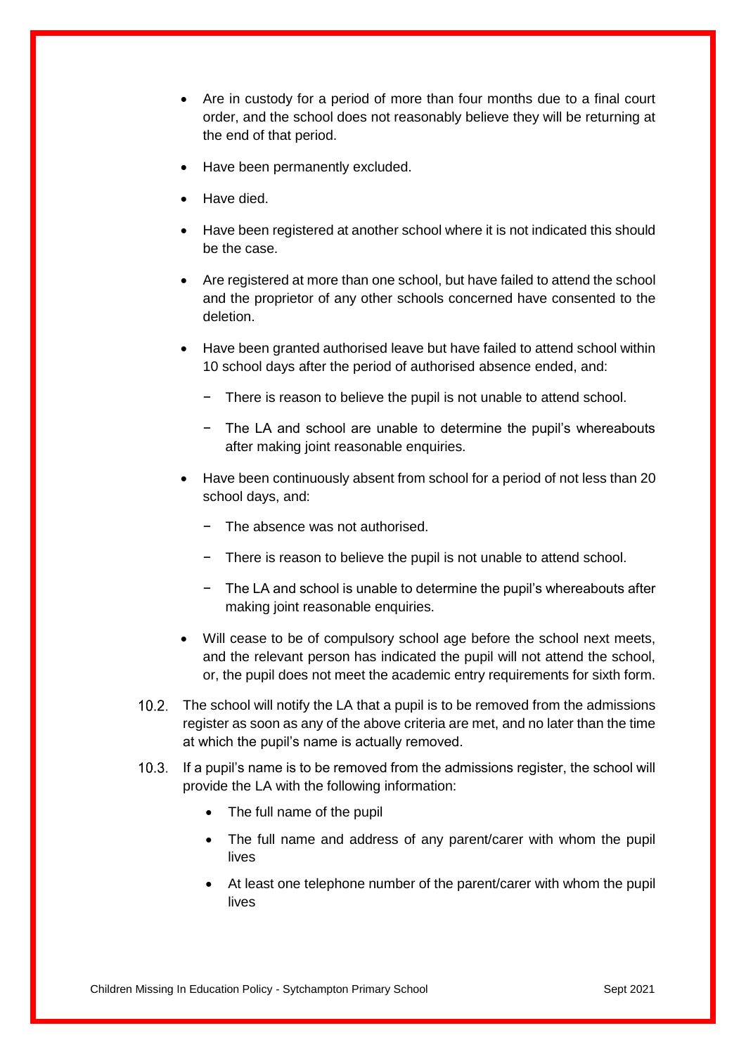- Are in custody for a period of more than four months due to a final court order, and the school does not reasonably believe they will be returning at the end of that period.
- Have been permanently excluded.
- Have died.
- Have been registered at another school where it is not indicated this should be the case.
- Are registered at more than one school, but have failed to attend the school and the proprietor of any other schools concerned have consented to the deletion.
- Have been granted authorised leave but have failed to attend school within 10 school days after the period of authorised absence ended, and:
  - There is reason to believe the pupil is not unable to attend school.
  - The LA and school are unable to determine the pupil's whereabouts after making joint reasonable enquiries.
- Have been continuously absent from school for a period of not less than 20 school days, and:
  - The absence was not authorised.
  - There is reason to believe the pupil is not unable to attend school.
  - The LA and school is unable to determine the pupil's whereabouts after making joint reasonable enquiries.
- Will cease to be of compulsory school age before the school next meets, and the relevant person has indicated the pupil will not attend the school, or, the pupil does not meet the academic entry requirements for sixth form.

10.2. The school will notify the LA that a pupil is to be removed from the admissions register as soon as any of the above criteria are met, and no later than the time at which the pupil's name is actually removed.

10.3. If a pupil's name is to be removed from the admissions register, the school will provide the LA with the following information:

- The full name of the pupil
- The full name and address of any parent/carer with whom the pupil lives
- At least one telephone number of the parent/carer with whom the pupil lives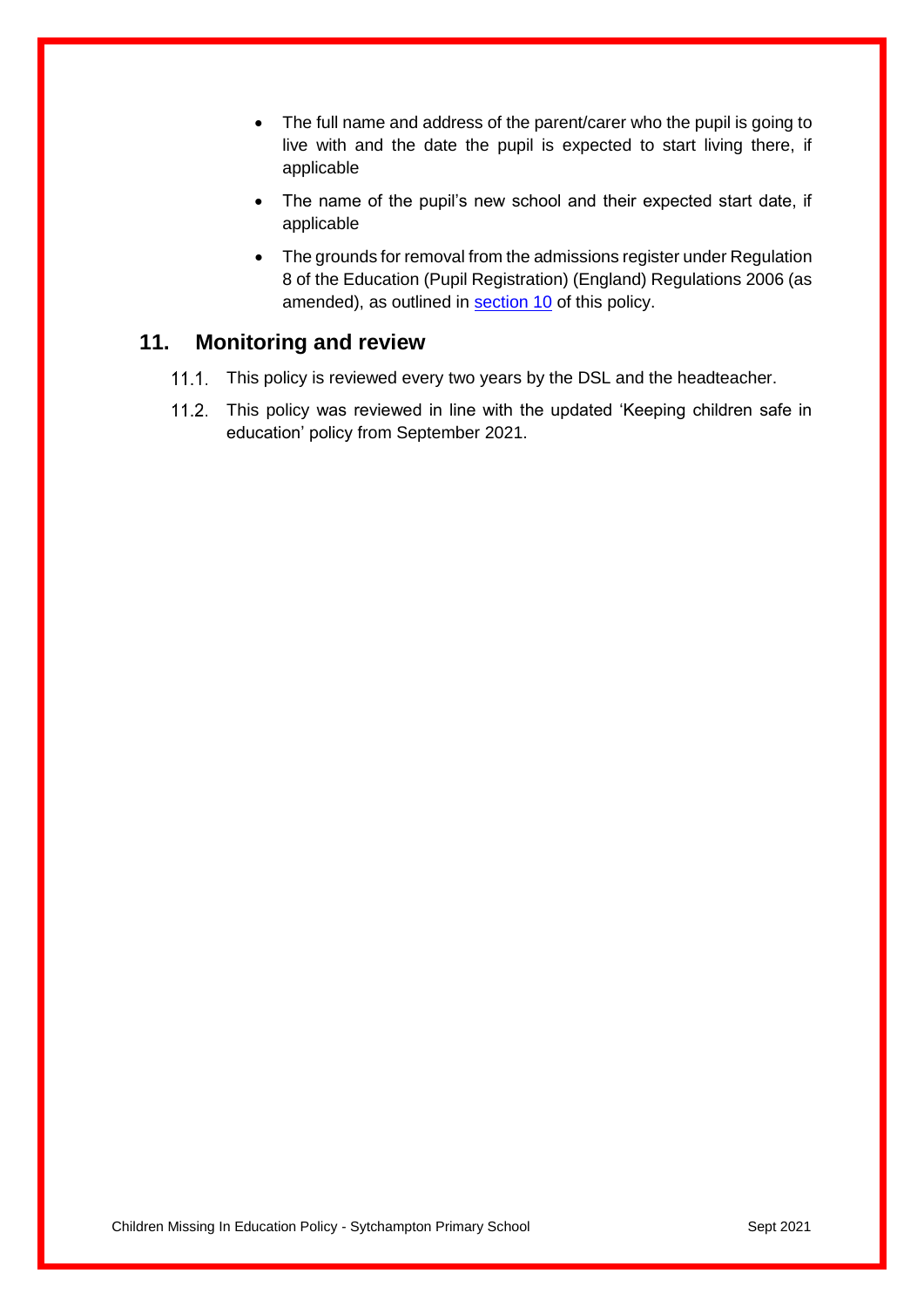- The full name and address of the parent/carer who the pupil is going to live with and the date the pupil is expected to start living there, if applicable
- The name of the pupil's new school and their expected start date, if applicable
- The grounds for removal from the admissions register under Regulation 8 of the Education (Pupil Registration) (England) Regulations 2006 (as amended), as outlined in section 10 of this policy.

## 11. Monitoring and review

11.1. This policy is reviewed every two years by the DSL and the headteacher.

11.2. This policy was reviewed in line with the updated 'Keeping children safe in education' policy from September 2021.